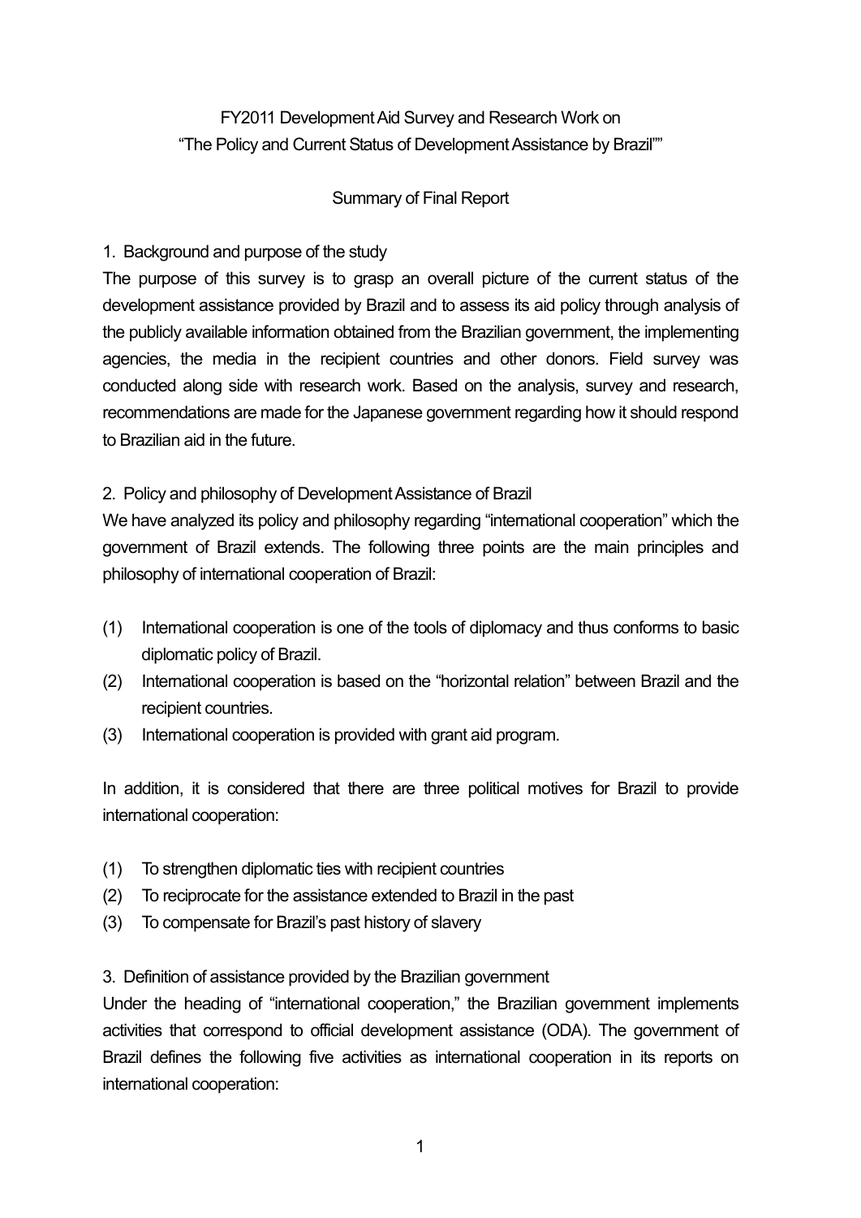# FY2011 Development Aid Survey and Research Work on "The Policy and Current Status of Development Assistance by Brazil""

## Summary of Final Report

### 1. Background and purpose of the study

The purpose of this survey is to grasp an overall picture of the current status of the development assistance provided by Brazil and to assess its aid policy through analysis of the publicly available information obtained from the Brazilian government, the implementing agencies, the media in the recipient countries and other donors. Field survey was conducted along side with research work. Based on the analysis, survey and research, recommendations are made for the Japanese government regarding how it should respond to Brazilian aid in the future.

### 2. Policy and philosophy of Development Assistance of Brazil

We have analyzed its policy and philosophy regarding "international cooperation" which the government of Brazil extends. The following three points are the main principles and philosophy of international cooperation of Brazil:

(1) International cooperation is one of the tools of diplomacy and thus conforms to basic diplomatic policy of Brazil.

(2) International cooperation is based on the "horizontal relation" between Brazil and the recipient countries.

(3) International cooperation is provided with grant aid program.

In addition, it is considered that there are three political motives for Brazil to provide international cooperation:

(1) To strengthen diplomatic ties with recipient countries

(2) To reciprocate for the assistance extended to Brazil in the past

(3) To compensate for Brazil's past history of slavery

### 3. Definition of assistance provided by the Brazilian government

Under the heading of "international cooperation," the Brazilian government implements activities that correspond to official development assistance (ODA). The government of Brazil defines the following five activities as international cooperation in its reports on international cooperation: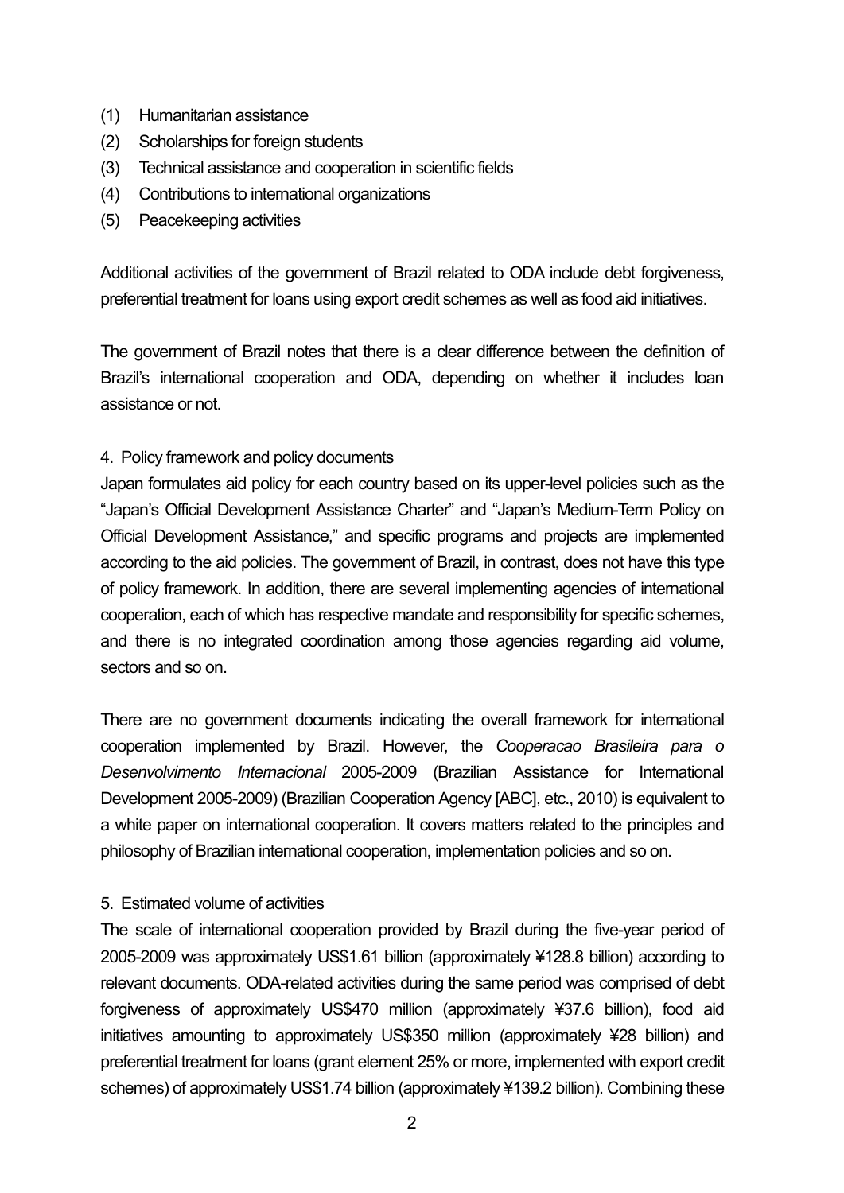(1) Humanitarian assistance
(2) Scholarships for foreign students
(3) Technical assistance and cooperation in scientific fields
(4) Contributions to international organizations
(5) Peacekeeping activities

Additional activities of the government of Brazil related to ODA include debt forgiveness, preferential treatment for loans using export credit schemes as well as food aid initiatives.

The government of Brazil notes that there is a clear difference between the definition of Brazil's international cooperation and ODA, depending on whether it includes loan assistance or not.

4. Policy framework and policy documents

Japan formulates aid policy for each country based on its upper-level policies such as the "Japan's Official Development Assistance Charter" and "Japan's Medium-Term Policy on Official Development Assistance," and specific programs and projects are implemented according to the aid policies. The government of Brazil, in contrast, does not have this type of policy framework. In addition, there are several implementing agencies of international cooperation, each of which has respective mandate and responsibility for specific schemes, and there is no integrated coordination among those agencies regarding aid volume, sectors and so on.

There are no government documents indicating the overall framework for international cooperation implemented by Brazil. However, the *Cooperacao Brasileira para o Desenvolvimento Internacional* 2005-2009 (Brazilian Assistance for International Development 2005-2009) (Brazilian Cooperation Agency [ABC], etc., 2010) is equivalent to a white paper on international cooperation. It covers matters related to the principles and philosophy of Brazilian international cooperation, implementation policies and so on.

5. Estimated volume of activities

The scale of international cooperation provided by Brazil during the five-year period of 2005-2009 was approximately US$1.61 billion (approximately ¥128.8 billion) according to relevant documents. ODA-related activities during the same period was comprised of debt forgiveness of approximately US$470 million (approximately ¥37.6 billion), food aid initiatives amounting to approximately US$350 million (approximately ¥28 billion) and preferential treatment for loans (grant element 25% or more, implemented with export credit schemes) of approximately US$1.74 billion (approximately ¥139.2 billion). Combining these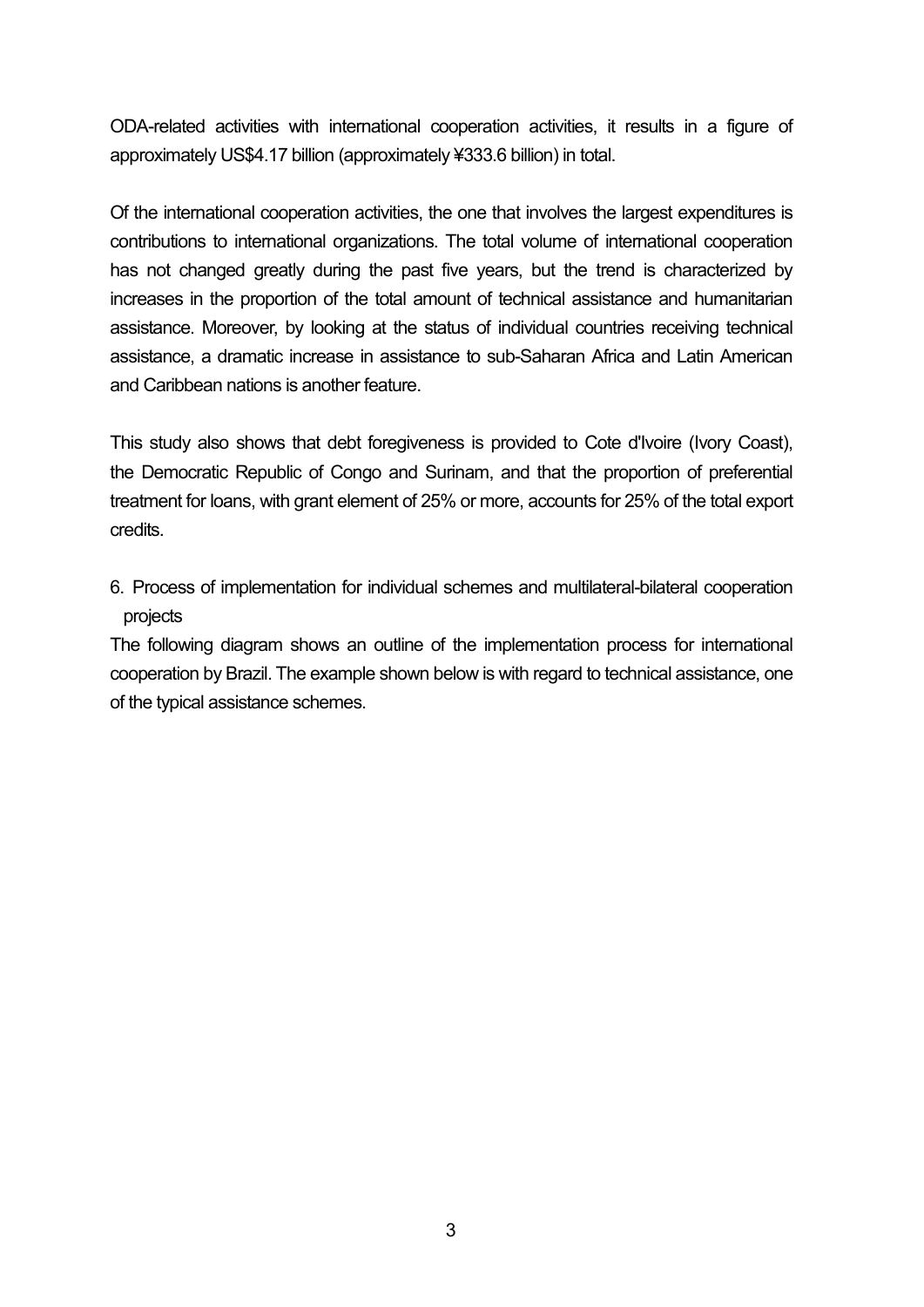ODA-related activities with international cooperation activities, it results in a figure of approximately US$4.17 billion (approximately ¥333.6 billion) in total.

Of the international cooperation activities, the one that involves the largest expenditures is contributions to international organizations. The total volume of international cooperation has not changed greatly during the past five years, but the trend is characterized by increases in the proportion of the total amount of technical assistance and humanitarian assistance. Moreover, by looking at the status of individual countries receiving technical assistance, a dramatic increase in assistance to sub-Saharan Africa and Latin American and Caribbean nations is another feature.

This study also shows that debt foregiveness is provided to Cote d'Ivoire (Ivory Coast), the Democratic Republic of Congo and Surinam, and that the proportion of preferential treatment for loans, with grant element of 25% or more, accounts for 25% of the total export credits.

## 6. Process of implementation for individual schemes and multilateral-bilateral cooperation projects

The following diagram shows an outline of the implementation process for international cooperation by Brazil. The example shown below is with regard to technical assistance, one of the typical assistance schemes.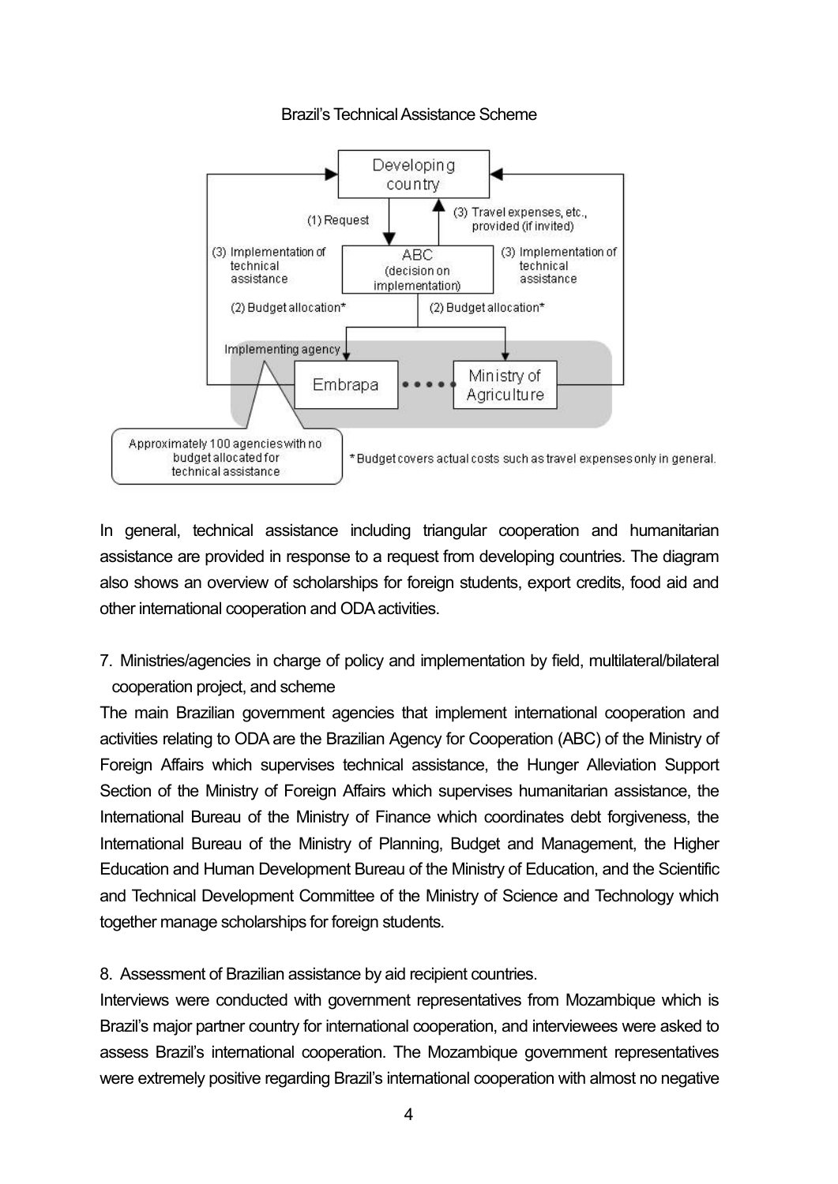Brazil's Technical Assistance Scheme

In general, technical assistance including triangular cooperation and humanitarian assistance are provided in response to a request from developing countries. The diagram also shows an overview of scholarships for foreign students, export credits, food aid and other international cooperation and ODA activities.

## 7. Ministries/agencies in charge of policy and implementation by field, multilateral/bilateral cooperation project, and scheme

The main Brazilian government agencies that implement international cooperation and activities relating to ODA are the Brazilian Agency for Cooperation (ABC) of the Ministry of Foreign Affairs which supervises technical assistance, the Hunger Alleviation Support Section of the Ministry of Foreign Affairs which supervises humanitarian assistance, the International Bureau of the Ministry of Finance which coordinates debt forgiveness, the International Bureau of the Ministry of Planning, Budget and Management, the Higher Education and Human Development Bureau of the Ministry of Education, and the Scientific and Technical Development Committee of the Ministry of Science and Technology which together manage scholarships for foreign students.

## 8. Assessment of Brazilian assistance by aid recipient countries.

Interviews were conducted with government representatives from Mozambique which is Brazil's major partner country for international cooperation, and interviewees were asked to assess Brazil's international cooperation. The Mozambique government representatives were extremely positive regarding Brazil's international cooperation with almost no negative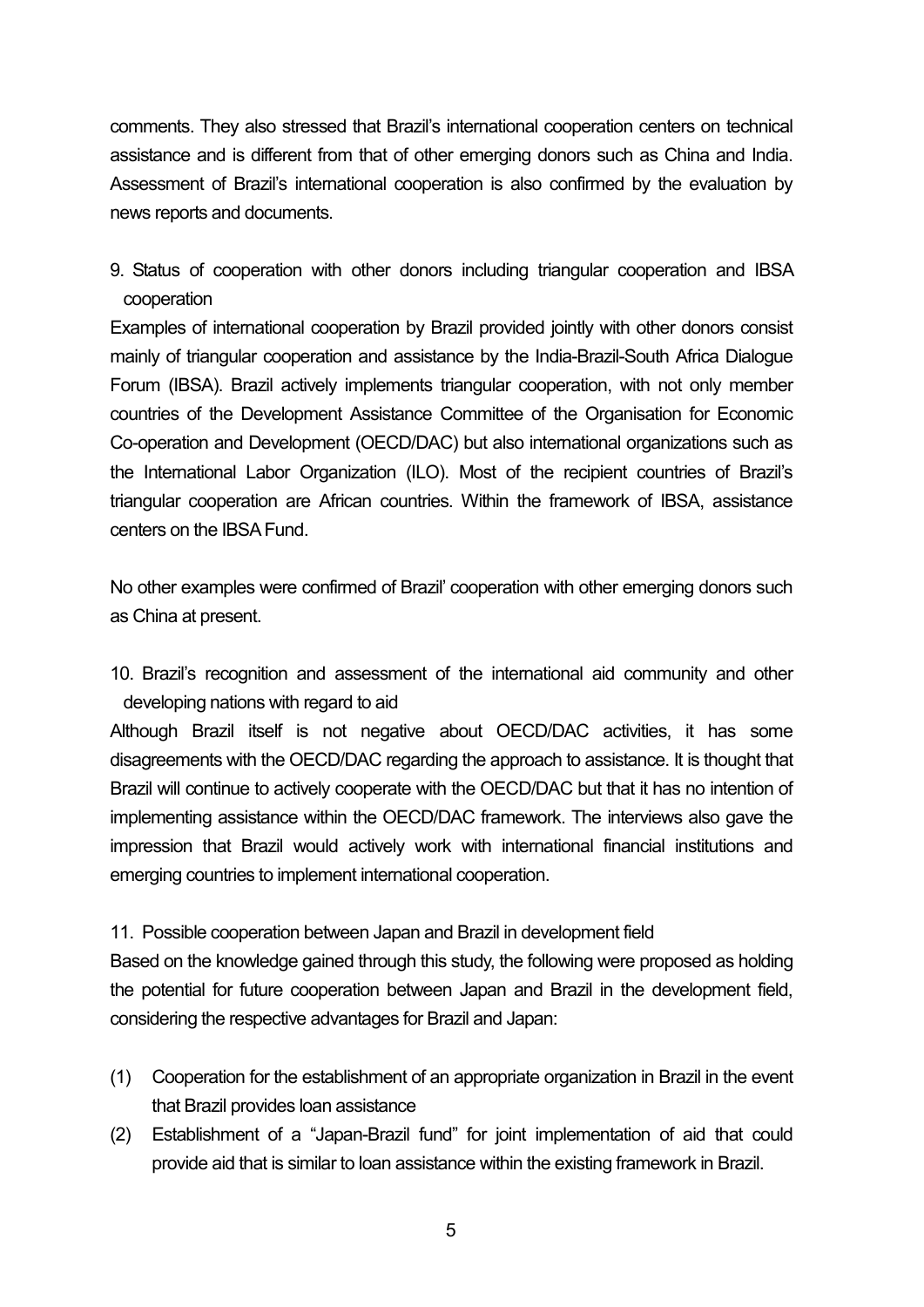comments. They also stressed that Brazil's international cooperation centers on technical assistance and is different from that of other emerging donors such as China and India. Assessment of Brazil's international cooperation is also confirmed by the evaluation by news reports and documents.

## 9. Status of cooperation with other donors including triangular cooperation and IBSA cooperation

Examples of international cooperation by Brazil provided jointly with other donors consist mainly of triangular cooperation and assistance by the India-Brazil-South Africa Dialogue Forum (IBSA). Brazil actively implements triangular cooperation, with not only member countries of the Development Assistance Committee of the Organisation for Economic Co-operation and Development (OECD/DAC) but also international organizations such as the International Labor Organization (ILO). Most of the recipient countries of Brazil's triangular cooperation are African countries. Within the framework of IBSA, assistance centers on the IBSA Fund.

No other examples were confirmed of Brazil' cooperation with other emerging donors such as China at present.

## 10. Brazil's recognition and assessment of the international aid community and other developing nations with regard to aid

Although Brazil itself is not negative about OECD/DAC activities, it has some disagreements with the OECD/DAC regarding the approach to assistance. It is thought that Brazil will continue to actively cooperate with the OECD/DAC but that it has no intention of implementing assistance within the OECD/DAC framework. The interviews also gave the impression that Brazil would actively work with international financial institutions and emerging countries to implement international cooperation.

## 11. Possible cooperation between Japan and Brazil in development field

Based on the knowledge gained through this study, the following were proposed as holding the potential for future cooperation between Japan and Brazil in the development field, considering the respective advantages for Brazil and Japan:

(1) Cooperation for the establishment of an appropriate organization in Brazil in the event that Brazil provides loan assistance

(2) Establishment of a "Japan-Brazil fund" for joint implementation of aid that could provide aid that is similar to loan assistance within the existing framework in Brazil.